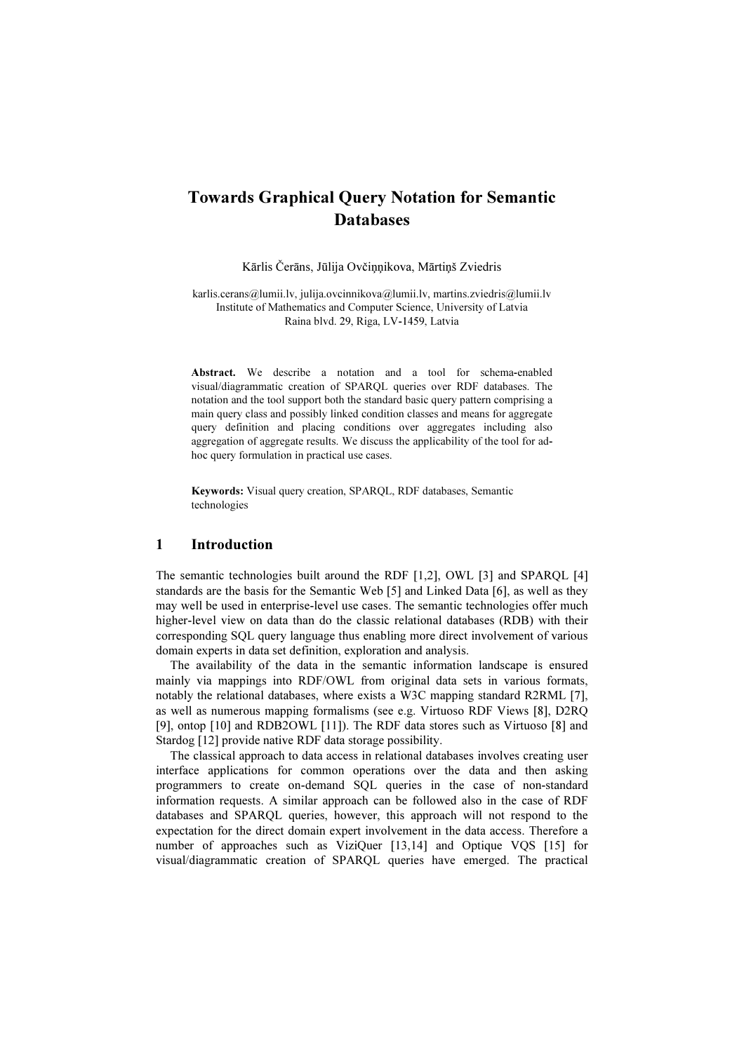# Towards Graphical Query Notation for Semantic Databases

Kārlis Čerāns, Jūlija Ovčiņņikova, Mārtiņš Zviedris

karlis.cerans@lumii.lv, julija.ovcinnikova@lumii.lv, martins.zviedris@lumii.lv
Institute of Mathematics and Computer Science, University of Latvia
Raina blvd. 29, Riga, LV-1459, Latvia

**Abstract.** We describe a notation and a tool for schema-enabled visual/diagrammatic creation of SPARQL queries over RDF databases. The notation and the tool support both the standard basic query pattern comprising a main query class and possibly linked condition classes and means for aggregate query definition and placing conditions over aggregates including also aggregation of aggregate results. We discuss the applicability of the tool for ad-hoc query formulation in practical use cases.

**Keywords:** Visual query creation, SPARQL, RDF databases, Semantic technologies

## 1 Introduction

The semantic technologies built around the RDF [1,2], OWL [3] and SPARQL [4] standards are the basis for the Semantic Web [5] and Linked Data [6], as well as they may well be used in enterprise-level use cases. The semantic technologies offer much higher-level view on data than do the classic relational databases (RDB) with their corresponding SQL query language thus enabling more direct involvement of various domain experts in data set definition, exploration and analysis.

The availability of the data in the semantic information landscape is ensured mainly via mappings into RDF/OWL from original data sets in various formats, notably the relational databases, where exists a W3C mapping standard R2RML [7], as well as numerous mapping formalisms (see e.g. Virtuoso RDF Views [8], D2RQ [9], ontop [10] and RDB2OWL [11]). The RDF data stores such as Virtuoso [8] and Stardog [12] provide native RDF data storage possibility.

The classical approach to data access in relational databases involves creating user interface applications for common operations over the data and then asking programmers to create on-demand SQL queries in the case of non-standard information requests. A similar approach can be followed also in the case of RDF databases and SPARQL queries, however, this approach will not respond to the expectation for the direct domain expert involvement in the data access. Therefore a number of approaches such as ViziQuer [13,14] and Optique VQS [15] for visual/diagrammatic creation of SPARQL queries have emerged. The practical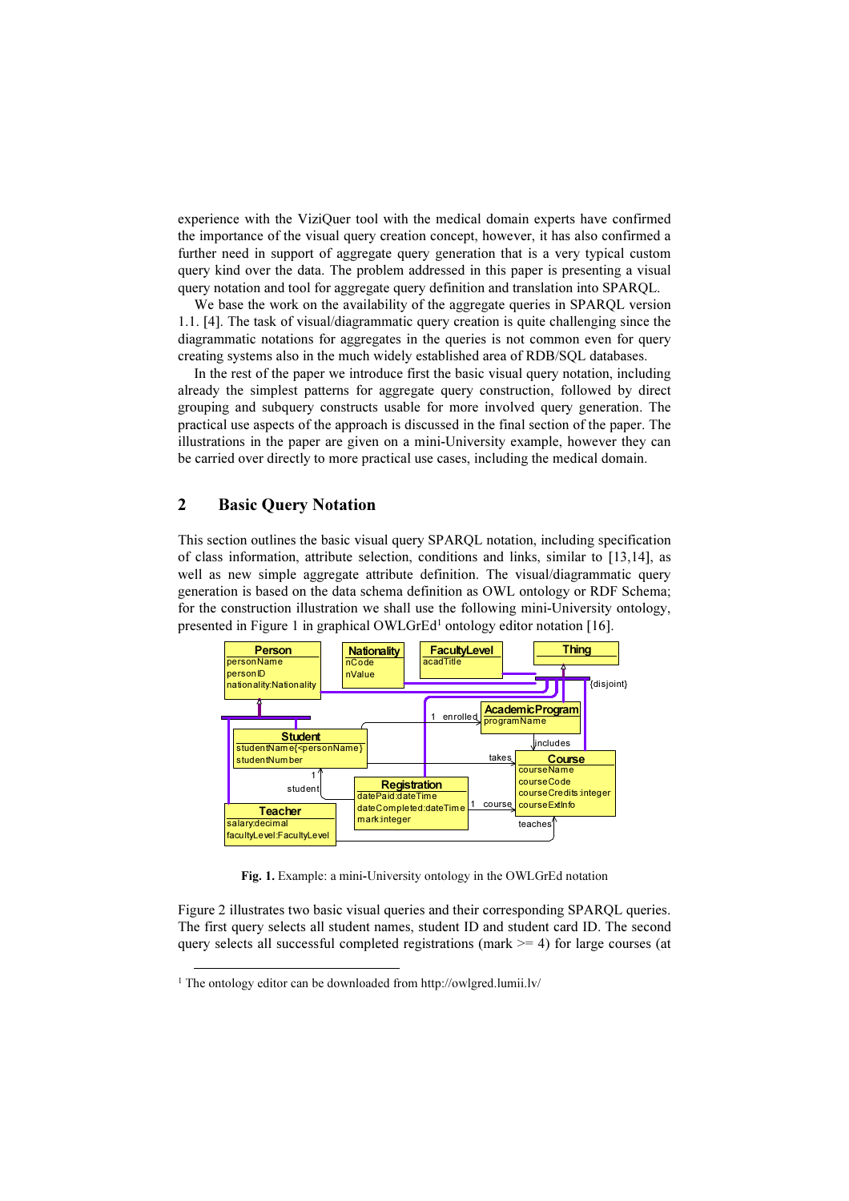experience with the ViziQuer tool with the medical domain experts have confirmed the importance of the visual query creation concept, however, it has also confirmed a further need in support of aggregate query generation that is a very typical custom query kind over the data. The problem addressed in this paper is presenting a visual query notation and tool for aggregate query definition and translation into SPARQL.

We base the work on the availability of the aggregate queries in SPARQL version 1.1. [4]. The task of visual/diagrammatic query creation is quite challenging since the diagrammatic notations for aggregates in the queries is not common even for query creating systems also in the much widely established area of RDB/SQL databases.

In the rest of the paper we introduce first the basic visual query notation, including already the simplest patterns for aggregate query construction, followed by direct grouping and subquery constructs usable for more involved query generation. The practical use aspects of the approach is discussed in the final section of the paper. The illustrations in the paper are given on a mini-University example, however they can be carried over directly to more practical use cases, including the medical domain.

## 2 Basic Query Notation

This section outlines the basic visual query SPARQL notation, including specification of class information, attribute selection, conditions and links, similar to [13,14], as well as new simple aggregate attribute definition. The visual/diagrammatic query generation is based on the data schema definition as OWL ontology or RDF Schema; for the construction illustration we shall use the following mini-University ontology, presented in Figure 1 in graphical OWLGrEd[1] ontology editor notation [16].

Fig. 1. Example: a mini-University ontology in the OWLGrEd notation

Figure 2 illustrates two basic visual queries and their corresponding SPARQL queries. The first query selects all student names, student ID and student card ID. The second query selects all successful completed registrations (mark >= 4) for large courses (at

[1] The ontology editor can be downloaded from http://owlgred.lumii.lv/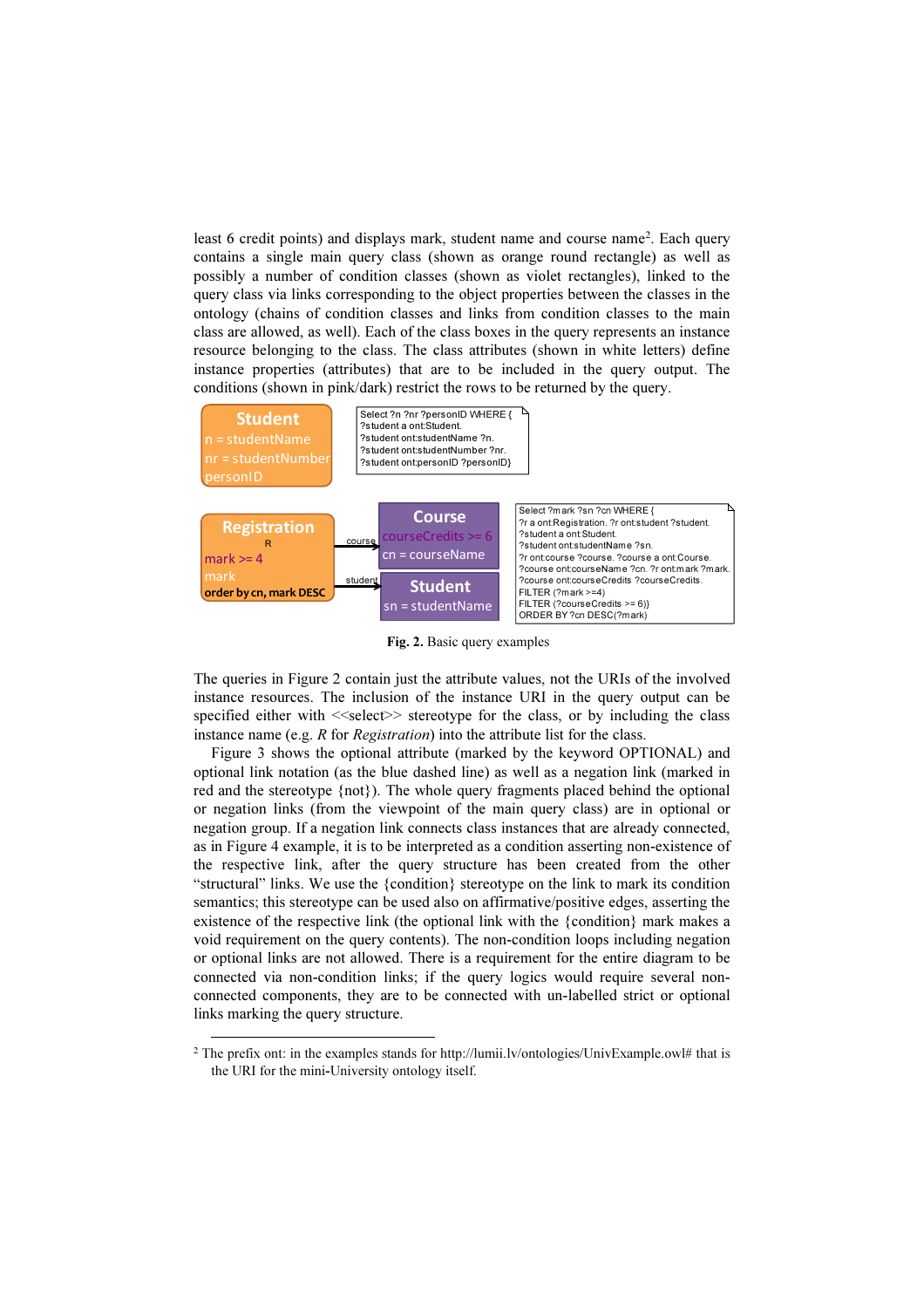least 6 credit points) and displays mark, student name and course name[2]. Each query contains a single main query class (shown as orange round rectangle) as well as possibly a number of condition classes (shown as violet rectangles), linked to the query class via links corresponding to the object properties between the classes in the ontology (chains of condition classes and links from condition classes to the main class are allowed, as well). Each of the class boxes in the query represents an instance resource belonging to the class. The class attributes (shown in white letters) define instance properties (attributes) that are to be included in the query output. The conditions (shown in pink/dark) restrict the rows to be returned by the query.

Student
n = studentName
nr = studentNumber
personID

```
Select ?n ?nr ?personID WHERE {
?student a ont:Student.
?student ont:studentName ?n.
?student ont:studentNumber ?nr.
?student ont:personID ?personID}
```

Registration
R
mark >= 4
mark
order by cn, mark DESC

course → Course
courseCredits >= 6
cn = courseName

student → Student
sn = studentName

```
Select ?mark ?sn ?cn WHERE {
?r a ont:Registration. ?r ont:student ?student.
?student a ont:Student.
?student ont:studentName ?sn.
?r ont:course ?course. ?course a ont:Course.
?course ont:courseName ?cn. ?r ont:mark ?mark.
?course ont:courseCredits ?courseCredits.
FILTER (?mark >=4)
FILTER (?courseCredits >= 6)}
ORDER BY ?cn DESC(?mark)
```

**Fig. 2.** Basic query examples

The queries in Figure 2 contain just the attribute values, not the URIs of the involved instance resources. The inclusion of the instance URI in the query output can be specified either with <<select>> stereotype for the class, or by including the class instance name (e.g. *R* for *Registration*) into the attribute list for the class.

Figure 3 shows the optional attribute (marked by the keyword OPTIONAL) and optional link notation (as the blue dashed line) as well as a negation link (marked in red and the stereotype {not}). The whole query fragments placed behind the optional or negation links (from the viewpoint of the main query class) are in optional or negation group. If a negation link connects class instances that are already connected, as in Figure 4 example, it is to be interpreted as a condition asserting non-existence of the respective link, after the query structure has been created from the other "structural" links. We use the {condition} stereotype on the link to mark its condition semantics; this stereotype can be used also on affirmative/positive edges, asserting the existence of the respective link (the optional link with the {condition} mark makes a void requirement on the query contents). The non-condition loops including negation or optional links are not allowed. There is a requirement for the entire diagram to be connected via non-condition links; if the query logics would require several non-connected components, they are to be connected with un-labelled strict or optional links marking the query structure.

---

[2] The prefix ont: in the examples stands for http://lumii.lv/ontologies/UnivExample.owl# that is the URI for the mini-University ontology itself.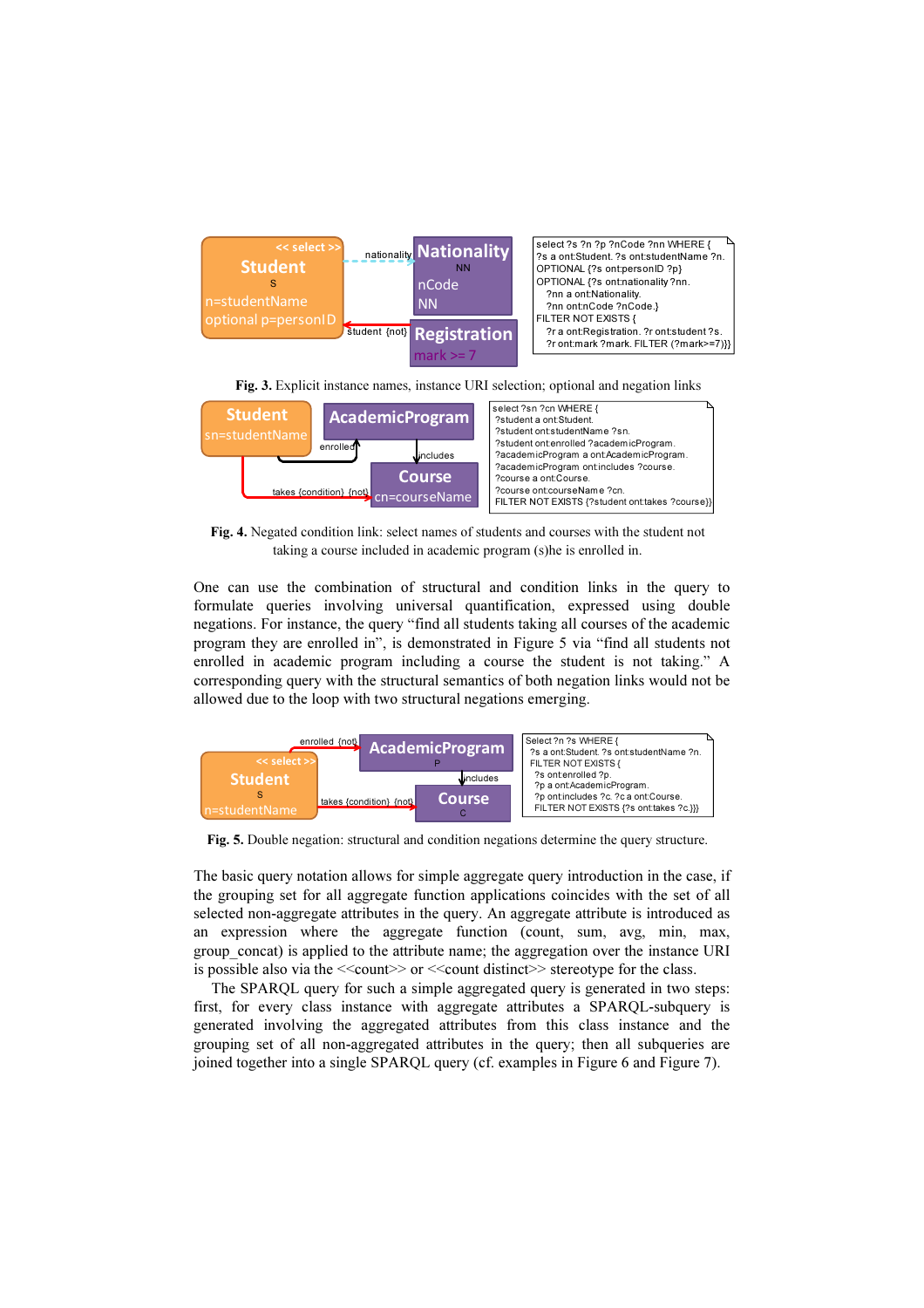```
select ?s ?n ?p ?nCode ?nn WHERE {
?s a ont:Student. ?s ont:studentName ?n.
OPTIONAL {?s ont:personID ?p}
OPTIONAL {?s ont:nationality ?nn.
  ?nn a ont:Nationality.
  ?nn ont:nCode ?nCode.}
FILTER NOT EXISTS {
  ?r a ont:Registration. ?r ont:student ?s.
  ?r ont:mark ?mark. FILTER (?mark>=7)}}
```

**Fig. 3.** Explicit instance names, instance URI selection; optional and negation links

```
select ?sn ?cn WHERE {
?student a ont:Student.
?student ont:studentName ?sn.
?student ont:enrolled ?academicProgram.
?academicProgram a ont:AcademicProgram.
?academicProgram ont:includes ?course.
?course a ont:Course.
?course ont:courseName ?cn.
FILTER NOT EXISTS {?student ont:takes ?course}}
```

**Fig. 4.** Negated condition link: select names of students and courses with the student not taking a course included in academic program (s)he is enrolled in.

One can use the combination of structural and condition links in the query to formulate queries involving universal quantification, expressed using double negations. For instance, the query "find all students taking all courses of the academic program they are enrolled in", is demonstrated in Figure 5 via "find all students not enrolled in academic program including a course the student is not taking." A corresponding query with the structural semantics of both negation links would not be allowed due to the loop with two structural negations emerging.

```
Select ?n ?s WHERE {
  ?s a ont:Student. ?s ont:studentName ?n.
  FILTER NOT EXISTS {
   ?s ont:enrolled ?p.
   ?p a ont:AcademicProgram.
   ?p ont:includes ?c. ?c a ont:Course.
   FILTER NOT EXISTS {?s ont:takes ?c.}}}
```

**Fig. 5.** Double negation: structural and condition negations determine the query structure.

The basic query notation allows for simple aggregate query introduction in the case, if the grouping set for all aggregate function applications coincides with the set of all selected non-aggregate attributes in the query. An aggregate attribute is introduced as an expression where the aggregate function (count, sum, avg, min, max, group_concat) is applied to the attribute name; the aggregation over the instance URI is possible also via the <<count>> or <<count distinct>> stereotype for the class.

The SPARQL query for such a simple aggregated query is generated in two steps: first, for every class instance with aggregate attributes a SPARQL-subquery is generated involving the aggregated attributes from this class instance and the grouping set of all non-aggregated attributes in the query; then all subqueries are joined together into a single SPARQL query (cf. examples in Figure 6 and Figure 7).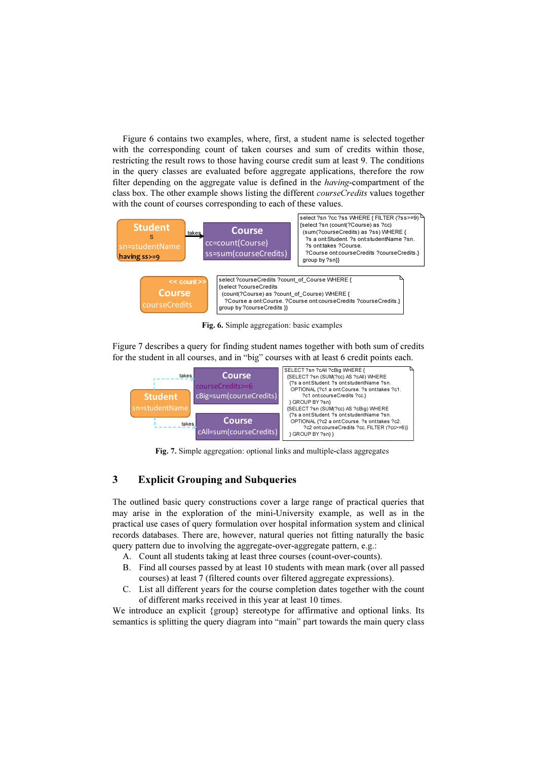Figure 6 contains two examples, where, first, a student name is selected together with the corresponding count of taken courses and sum of credits within those, restricting the result rows to those having course credit sum at least 9. The conditions in the query classes are evaluated before aggregate applications, therefore the row filter depending on the aggregate value is defined in the *having*-compartment of the class box. The other example shows listing the different *courseCredits* values together with the count of courses corresponding to each of these values.

Student
s
sn=studentName
**having ss>=9**

takes

Course
cc=count(Course)
ss=sum(courseCredits)

```
select ?sn ?cc ?ss WHERE { FILTER (?ss>=9)
{select ?sn (count(?Course) as ?cc)
 (sum(?courseCredits) as ?ss) WHERE {
  ?s a ont:Student. ?s ont:studentName ?sn.
  ?s ont:takes ?Course.
  ?Course ont:courseCredits ?courseCredits.}
 group by ?sn}}
```

<< count >>
Course
courseCredits

```
select ?courseCredits ?count_of_Course WHERE {
{select ?courseCredits
 (count(?Course) as ?count_of_Course) WHERE {
  ?Course a ont:Course. ?Course ont:courseCredits ?courseCredits.}
group by ?courseCredits }}
```

**Fig. 6.** Simple aggregation: basic examples

Figure 7 describes a query for finding student names together with both sum of credits for the student in all courses, and in "big" courses with at least 6 credit points each.

Student
sn=studentName

takes

Course
courseCredits>=6
cBig=sum(courseCredits)

takes

Course
cAll=sum(courseCredits)

```
SELECT ?sn ?cAll ?cBig WHERE {
 {SELECT ?sn (SUM(?cc) AS ?cAll) WHERE
  {?s a ont:Student. ?s ont:studentName ?sn.
   OPTIONAL {?c1 a ont:Course. ?s ont:takes ?c1.
     ?c1 ont:courseCredits ?cc.}
  } GROUP BY ?sn}
 {SELECT ?sn (SUM(?cc) AS ?cBig) WHERE
  {?s a ont:Student. ?s ont:studentName ?sn.
   OPTIONAL {?c2 a ont:Course. ?s ont:takes ?c2.
     ?c2 ont:courseCredits ?cc. FILTER (?cc>=6)}
  } GROUP BY ?sn} }
```

**Fig. 7.** Simple aggregation: optional links and multiple-class aggregates

## 3 Explicit Grouping and Subqueries

The outlined basic query constructions cover a large range of practical queries that may arise in the exploration of the mini-University example, as well as in the practical use cases of query formulation over hospital information system and clinical records databases. There are, however, natural queries not fitting naturally the basic query pattern due to involving the aggregate-over-aggregate pattern, e.g.:

A. Count all students taking at least three courses (count-over-counts).
B. Find all courses passed by at least 10 students with mean mark (over all passed courses) at least 7 (filtered counts over filtered aggregate expressions).
C. List all different years for the course completion dates together with the count of different marks received in this year at least 10 times.

We introduce an explicit {group} stereotype for affirmative and optional links. Its semantics is splitting the query diagram into "main" part towards the main query class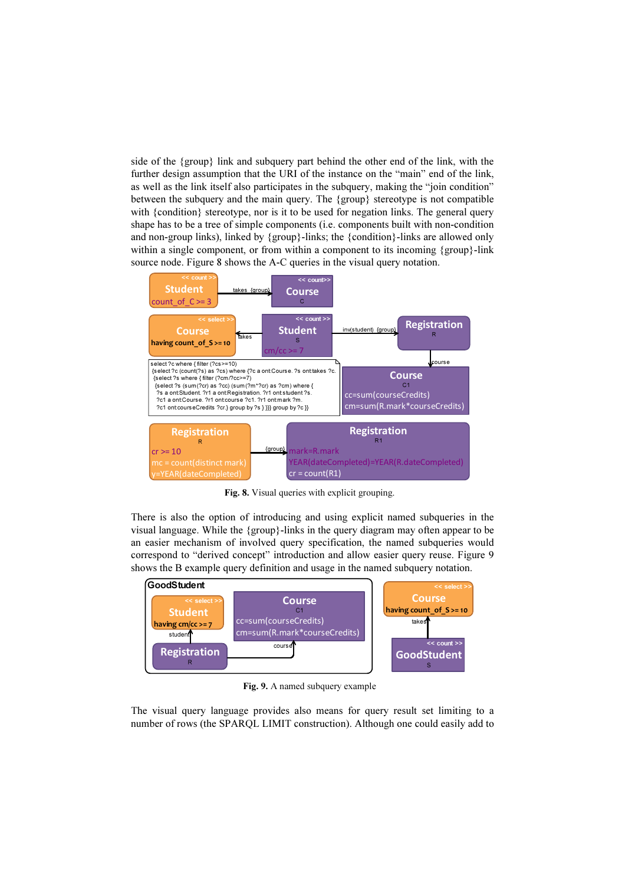side of the {group} link and subquery part behind the other end of the link, with the further design assumption that the URI of the instance on the "main" end of the link, as well as the link itself also participates in the subquery, making the "join condition" between the subquery and the main query. The {group} stereotype is not compatible with {condition} stereotype, nor is it to be used for negation links. The general query shape has to be a tree of simple components (i.e. components built with non-condition and non-group links), linked by {group}-links; the {condition}-links are allowed only within a single component, or from within a component to its incoming {group}-link source node. Figure 8 shows the A-C queries in the visual query notation.

**Fig. 8.** Visual queries with explicit grouping.

There is also the option of introducing and using explicit named subqueries in the visual language. While the {group}-links in the query diagram may often appear to be an easier mechanism of involved query specification, the named subqueries would correspond to "derived concept" introduction and allow easier query reuse. Figure 9 shows the B example query definition and usage in the named subquery notation.

**Fig. 9.** A named subquery example

The visual query language provides also means for query result set limiting to a number of rows (the SPARQL LIMIT construction). Although one could easily add to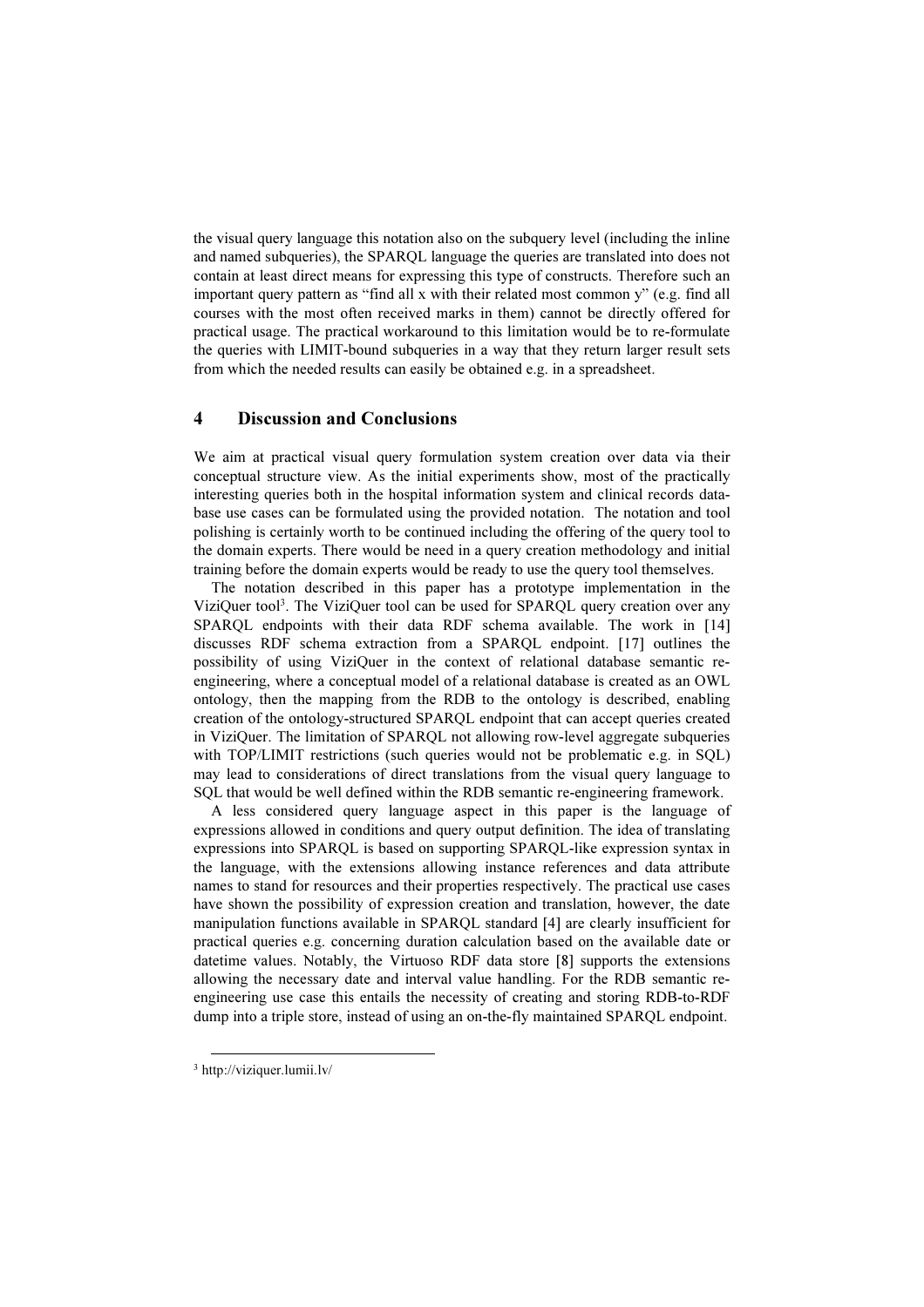the visual query language this notation also on the subquery level (including the inline and named subqueries), the SPARQL language the queries are translated into does not contain at least direct means for expressing this type of constructs. Therefore such an important query pattern as "find all x with their related most common y" (e.g. find all courses with the most often received marks in them) cannot be directly offered for practical usage. The practical workaround to this limitation would be to re-formulate the queries with LIMIT-bound subqueries in a way that they return larger result sets from which the needed results can easily be obtained e.g. in a spreadsheet.

## 4 Discussion and Conclusions

We aim at practical visual query formulation system creation over data via their conceptual structure view. As the initial experiments show, most of the practically interesting queries both in the hospital information system and clinical records database use cases can be formulated using the provided notation. The notation and tool polishing is certainly worth to be continued including the offering of the query tool to the domain experts. There would be need in a query creation methodology and initial training before the domain experts would be ready to use the query tool themselves.

The notation described in this paper has a prototype implementation in the ViziQuer tool[3]. The ViziQuer tool can be used for SPARQL query creation over any SPARQL endpoints with their data RDF schema available. The work in [14] discusses RDF schema extraction from a SPARQL endpoint. [17] outlines the possibility of using ViziQuer in the context of relational database semantic re-engineering, where a conceptual model of a relational database is created as an OWL ontology, then the mapping from the RDB to the ontology is described, enabling creation of the ontology-structured SPARQL endpoint that can accept queries created in ViziQuer. The limitation of SPARQL not allowing row-level aggregate subqueries with TOP/LIMIT restrictions (such queries would not be problematic e.g. in SQL) may lead to considerations of direct translations from the visual query language to SQL that would be well defined within the RDB semantic re-engineering framework.

A less considered query language aspect in this paper is the language of expressions allowed in conditions and query output definition. The idea of translating expressions into SPARQL is based on supporting SPARQL-like expression syntax in the language, with the extensions allowing instance references and data attribute names to stand for resources and their properties respectively. The practical use cases have shown the possibility of expression creation and translation, however, the date manipulation functions available in SPARQL standard [4] are clearly insufficient for practical queries e.g. concerning duration calculation based on the available date or datetime values. Notably, the Virtuoso RDF data store [8] supports the extensions allowing the necessary date and interval value handling. For the RDB semantic re-engineering use case this entails the necessity of creating and storing RDB-to-RDF dump into a triple store, instead of using an on-the-fly maintained SPARQL endpoint.

[3] http://viziquer.lumii.lv/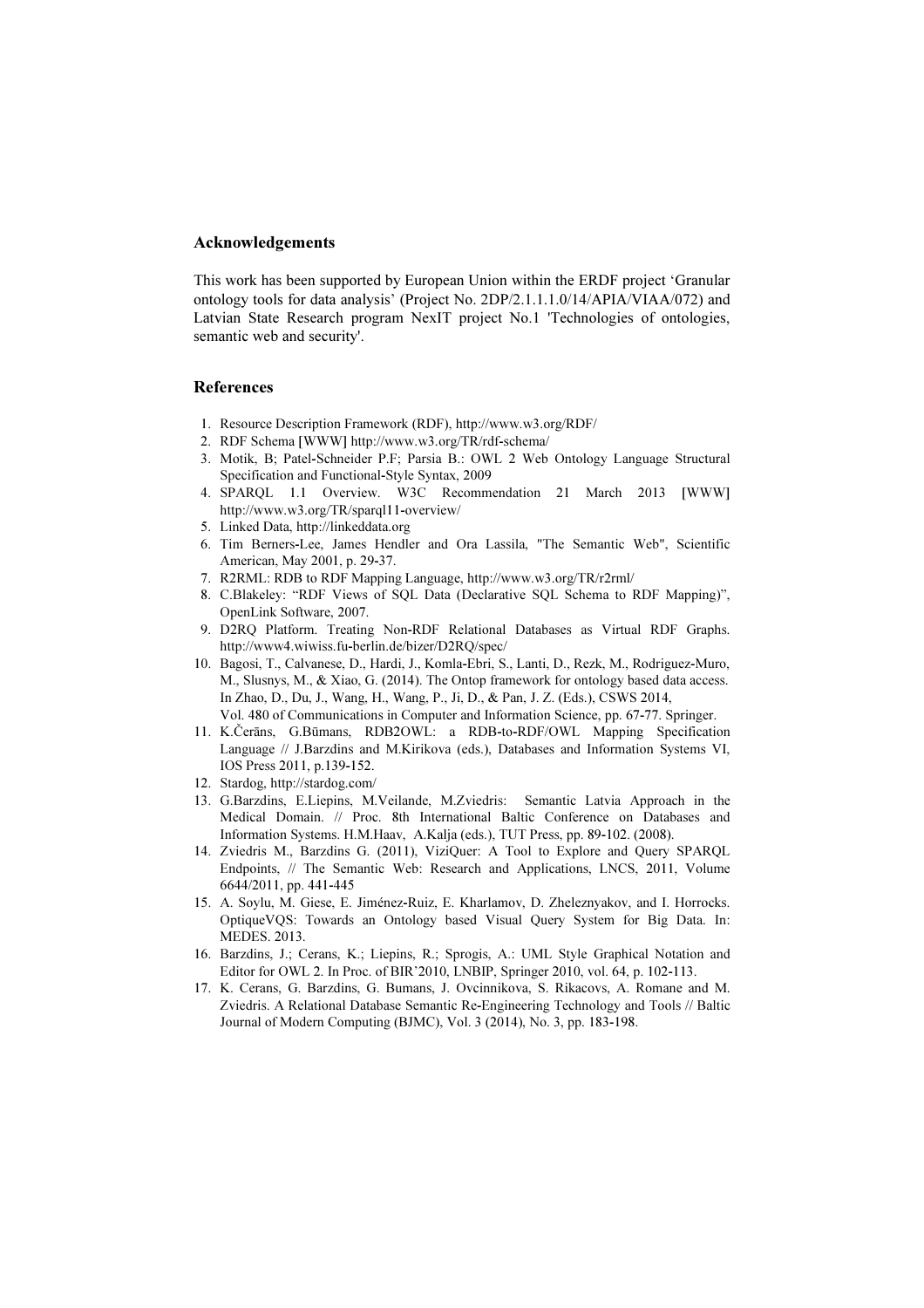## Acknowledgements

This work has been supported by European Union within the ERDF project 'Granular ontology tools for data analysis' (Project No. 2DP/2.1.1.1.0/14/APIA/VIAA/072) and Latvian State Research program NexIT project No.1 'Technologies of ontologies, semantic web and security'.

## References

1. Resource Description Framework (RDF), http://www.w3.org/RDF/
2. RDF Schema [WWW] http://www.w3.org/TR/rdf-schema/
3. Motik, B; Patel-Schneider P.F; Parsia B.: OWL 2 Web Ontology Language Structural Specification and Functional-Style Syntax, 2009
4. SPARQL 1.1 Overview. W3C Recommendation 21 March 2013 [WWW] http://www.w3.org/TR/sparql11-overview/
5. Linked Data, http://linkeddata.org
6. Tim Berners-Lee, James Hendler and Ora Lassila, "The Semantic Web", Scientific American, May 2001, p. 29-37.
7. R2RML: RDB to RDF Mapping Language, http://www.w3.org/TR/r2rml/
8. C.Blakeley: "RDF Views of SQL Data (Declarative SQL Schema to RDF Mapping)", OpenLink Software, 2007.
9. D2RQ Platform. Treating Non-RDF Relational Databases as Virtual RDF Graphs. http://www4.wiwiss.fu-berlin.de/bizer/D2RQ/spec/
10. Bagosi, T., Calvanese, D., Hardi, J., Komla-Ebri, S., Lanti, D., Rezk, M., Rodriguez-Muro, M., Slusnys, M., & Xiao, G. (2014). The Ontop framework for ontology based data access. In Zhao, D., Du, J., Wang, H., Wang, P., Ji, D., & Pan, J. Z. (Eds.), CSWS 2014, Vol. 480 of Communications in Computer and Information Science, pp. 67-77. Springer.
11. K.Čerāns, G.Būmans, RDB2OWL: a RDB-to-RDF/OWL Mapping Specification Language // J.Barzdins and M.Kirikova (eds.), Databases and Information Systems VI, IOS Press 2011, p.139-152.
12. Stardog, http://stardog.com/
13. G.Barzdins, E.Liepins, M.Veilande, M.Zviedris: Semantic Latvia Approach in the Medical Domain. // Proc. 8th International Baltic Conference on Databases and Information Systems. H.M.Haav, A.Kalja (eds.), TUT Press, pp. 89-102. (2008).
14. Zviedris M., Barzdins G. (2011), ViziQuer: A Tool to Explore and Query SPARQL Endpoints, // The Semantic Web: Research and Applications, LNCS, 2011, Volume 6644/2011, pp. 441-445
15. A. Soylu, M. Giese, E. Jiménez-Ruiz, E. Kharlamov, D. Zheleznyakov, and I. Horrocks. OptiqueVQS: Towards an Ontology based Visual Query System for Big Data. In: MEDES. 2013.
16. Barzdins, J.; Cerans, K.; Liepins, R.; Sprogis, A.: UML Style Graphical Notation and Editor for OWL 2. In Proc. of BIR'2010, LNBIP, Springer 2010, vol. 64, p. 102-113.
17. K. Cerans, G. Barzdins, G. Bumans, J. Ovcinnikova, S. Rikacovs, A. Romane and M. Zviedris. A Relational Database Semantic Re-Engineering Technology and Tools // Baltic Journal of Modern Computing (BJMC), Vol. 3 (2014), No. 3, pp. 183-198.